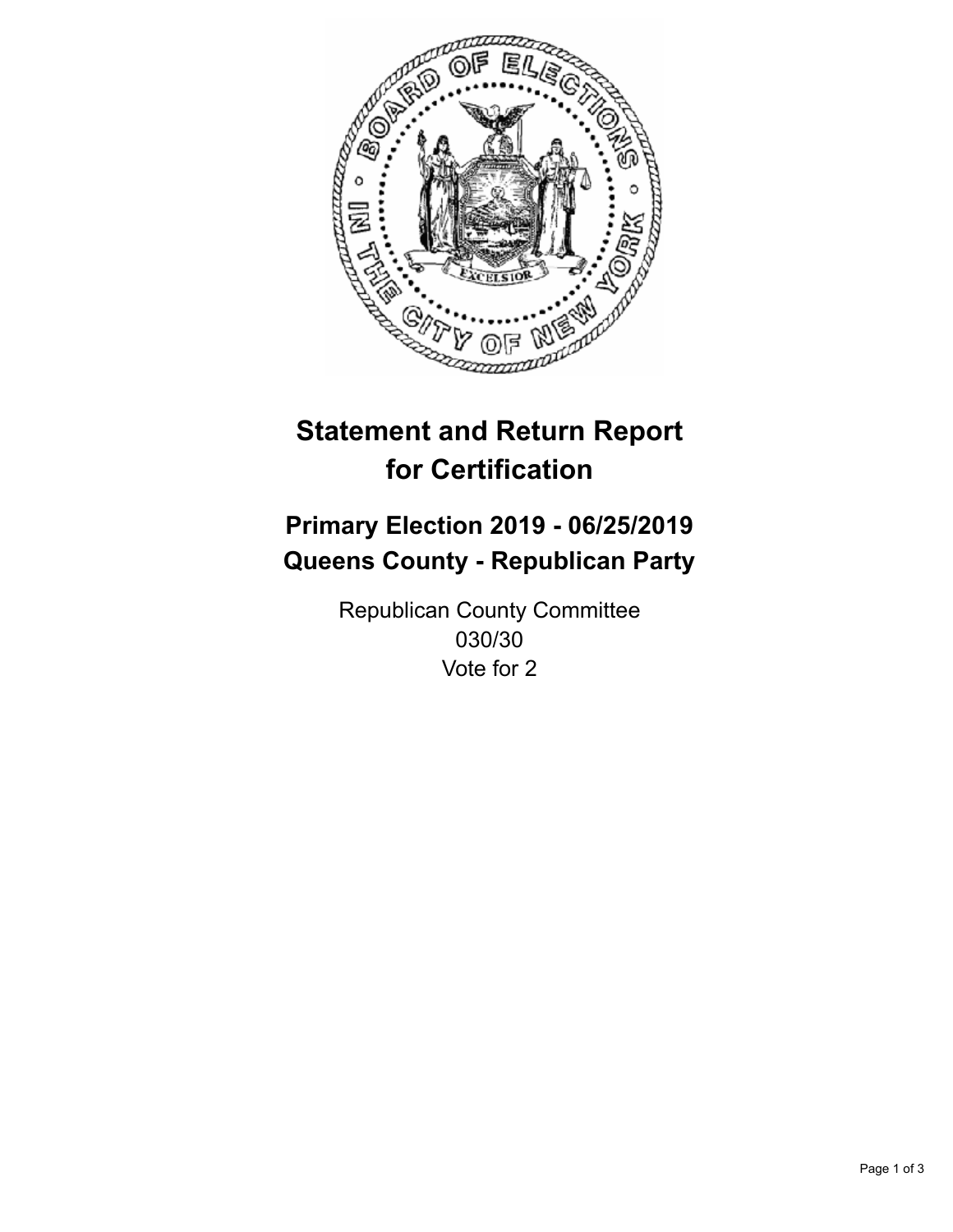# Statement and Return Report for Certification

## Primary Election 2019 - 06/25/2019
## Queens County - Republican Party

Republican County Committee
030/30
Vote for 2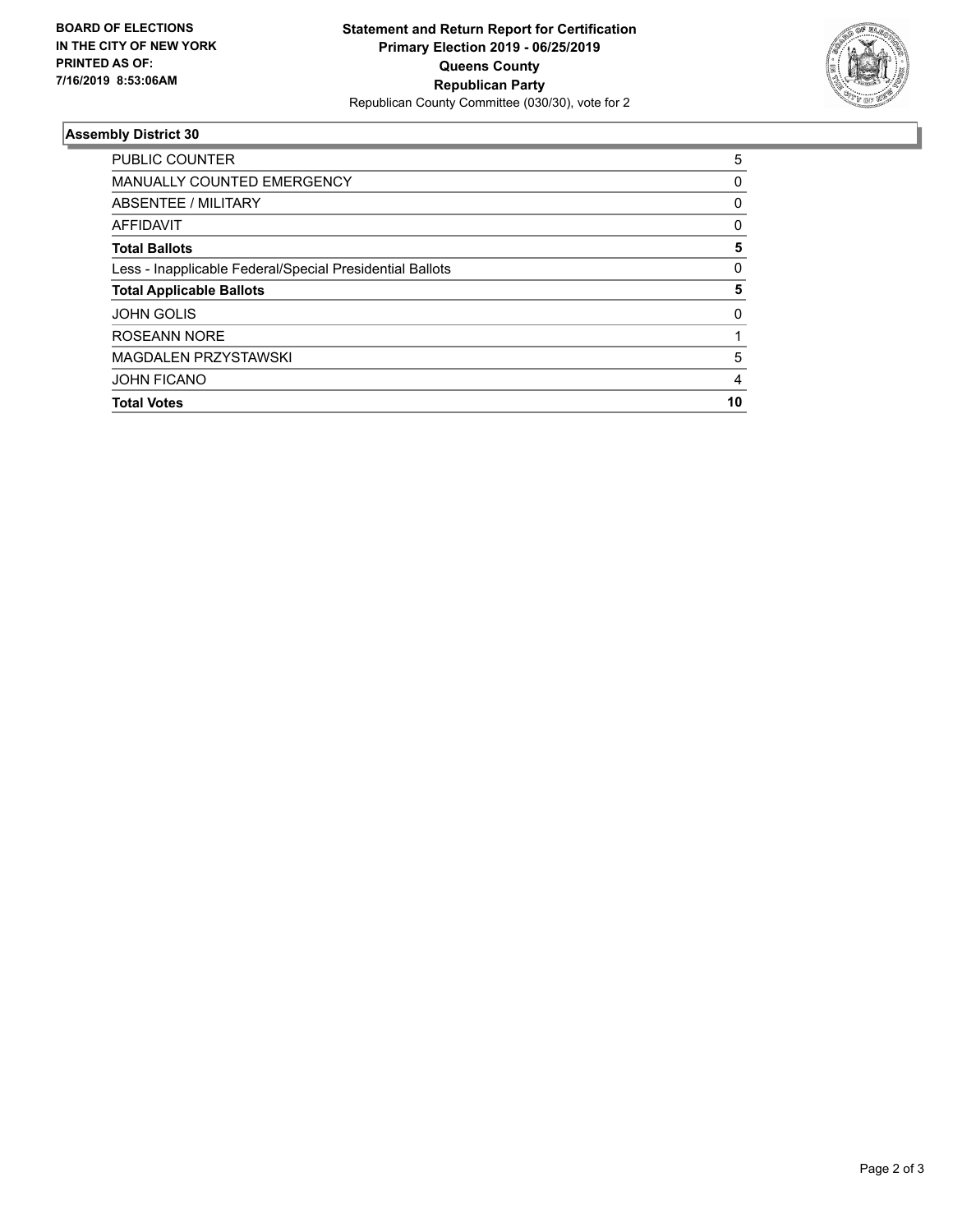**BOARD OF ELECTIONS IN THE CITY OF NEW YORK PRINTED AS OF: 7/16/2019 8:53:06AM**

**Statement and Return Report for Certification**
**Primary Election 2019 - 06/25/2019**
**Queens County**
**Republican Party**
Republican County Committee (030/30), vote for 2

## Assembly District 30

| | |
|---|---|
| PUBLIC COUNTER | 5 |
| MANUALLY COUNTED EMERGENCY | 0 |
| ABSENTEE / MILITARY | 0 |
| AFFIDAVIT | 0 |
| **Total Ballots** | **5** |
| Less - Inapplicable Federal/Special Presidential Ballots | 0 |
| **Total Applicable Ballots** | **5** |
| JOHN GOLIS | 0 |
| ROSEANN NORE | 1 |
| MAGDALEN PRZYSTAWSKI | 5 |
| JOHN FICANO | 4 |
| **Total Votes** | **10** |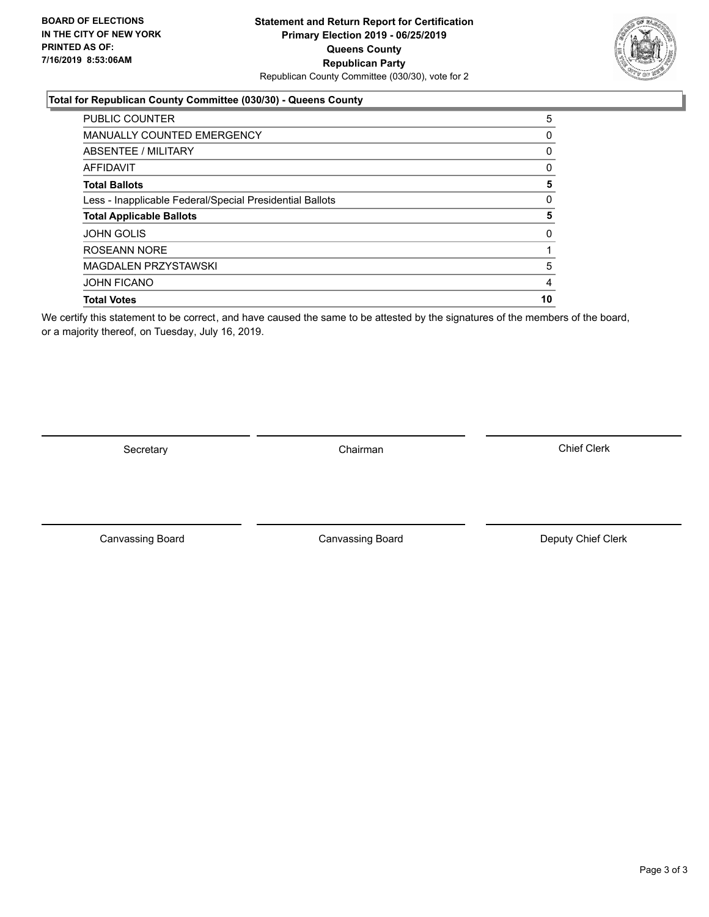**BOARD OF ELECTIONS IN THE CITY OF NEW YORK PRINTED AS OF: 7/16/2019 8:53:06AM**

**Statement and Return Report for Certification**
**Primary Election 2019 - 06/25/2019**
**Queens County**
**Republican Party**
Republican County Committee (030/30), vote for 2

**Total for Republican County Committee (030/30) - Queens County**

| | |
|---|---|
| PUBLIC COUNTER | 5 |
| MANUALLY COUNTED EMERGENCY | 0 |
| ABSENTEE / MILITARY | 0 |
| AFFIDAVIT | 0 |
| **Total Ballots** | **5** |
| Less - Inapplicable Federal/Special Presidential Ballots | 0 |
| **Total Applicable Ballots** | **5** |
| JOHN GOLIS | 0 |
| ROSEANN NORE | 1 |
| MAGDALEN PRZYSTAWSKI | 5 |
| JOHN FICANO | 4 |
| **Total Votes** | **10** |

We certify this statement to be correct, and have caused the same to be attested by the signatures of the members of the board, or a majority thereof, on Tuesday, July 16, 2019.

Secretary

Chairman

Chief Clerk

Canvassing Board

Canvassing Board

Deputy Chief Clerk